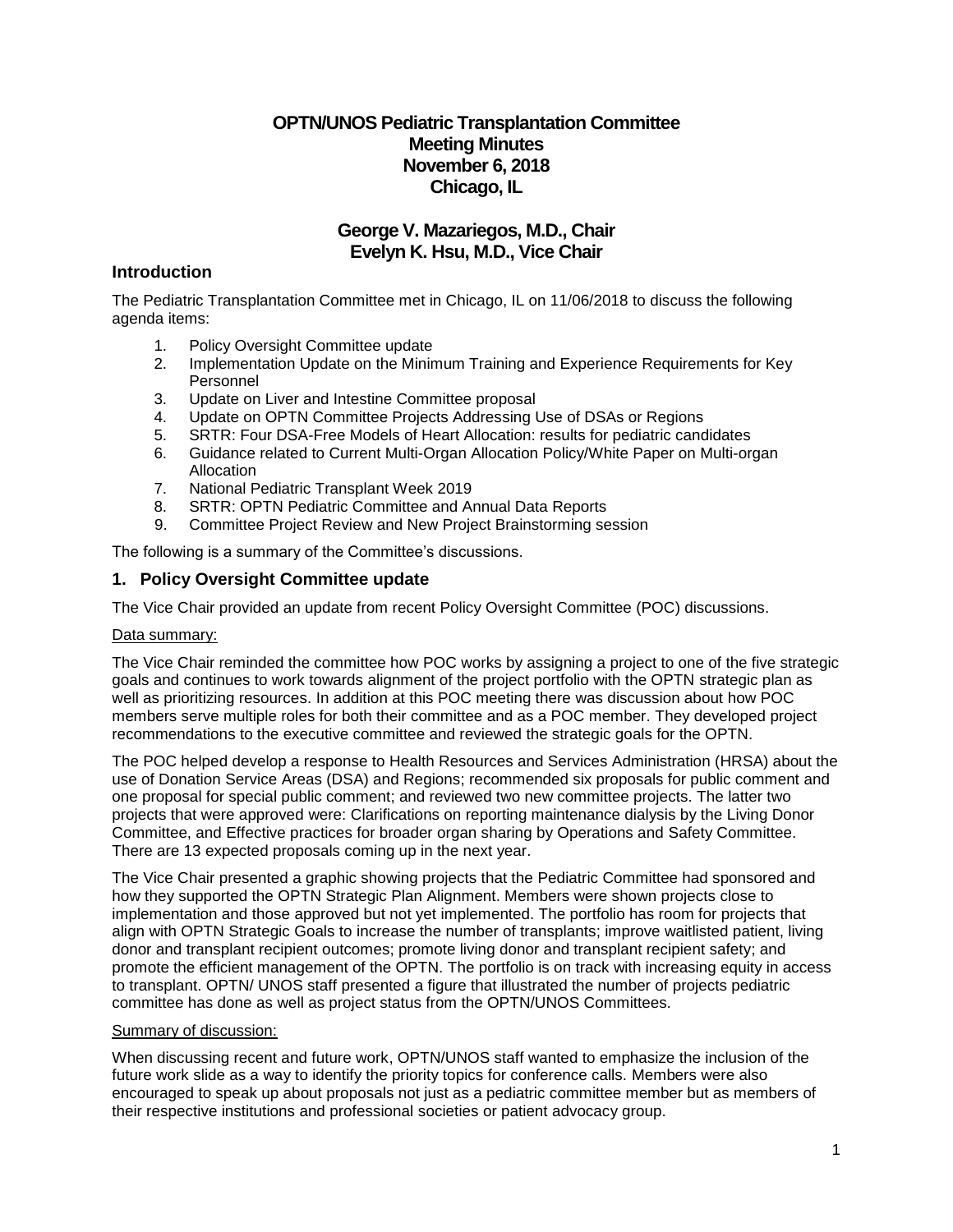# OPTN/UNOS Pediatric Transplantation Committee
# Meeting Minutes
# November 6, 2018
# Chicago, IL

## George V. Mazariegos, M.D., Chair
## Evelyn K. Hsu, M.D., Vice Chair

## Introduction

The Pediatric Transplantation Committee met in Chicago, IL on 11/06/2018 to discuss the following agenda items:

1. Policy Oversight Committee update
2. Implementation Update on the Minimum Training and Experience Requirements for Key Personnel
3. Update on Liver and Intestine Committee proposal
4. Update on OPTN Committee Projects Addressing Use of DSAs or Regions
5. SRTR: Four DSA-Free Models of Heart Allocation: results for pediatric candidates
6. Guidance related to Current Multi-Organ Allocation Policy/White Paper on Multi-organ Allocation
7. National Pediatric Transplant Week 2019
8. SRTR: OPTN Pediatric Committee and Annual Data Reports
9. Committee Project Review and New Project Brainstorming session

The following is a summary of the Committee's discussions.

## 1. Policy Oversight Committee update

The Vice Chair provided an update from recent Policy Oversight Committee (POC) discussions.

Data summary:

The Vice Chair reminded the committee how POC works by assigning a project to one of the five strategic goals and continues to work towards alignment of the project portfolio with the OPTN strategic plan as well as prioritizing resources. In addition at this POC meeting there was discussion about how POC members serve multiple roles for both their committee and as a POC member. They developed project recommendations to the executive committee and reviewed the strategic goals for the OPTN.

The POC helped develop a response to Health Resources and Services Administration (HRSA) about the use of Donation Service Areas (DSA) and Regions; recommended six proposals for public comment and one proposal for special public comment; and reviewed two new committee projects. The latter two projects that were approved were: Clarifications on reporting maintenance dialysis by the Living Donor Committee, and Effective practices for broader organ sharing by Operations and Safety Committee. There are 13 expected proposals coming up in the next year.

The Vice Chair presented a graphic showing projects that the Pediatric Committee had sponsored and how they supported the OPTN Strategic Plan Alignment. Members were shown projects close to implementation and those approved but not yet implemented. The portfolio has room for projects that align with OPTN Strategic Goals to increase the number of transplants; improve waitlisted patient, living donor and transplant recipient outcomes; promote living donor and transplant recipient safety; and promote the efficient management of the OPTN. The portfolio is on track with increasing equity in access to transplant. OPTN/ UNOS staff presented a figure that illustrated the number of projects pediatric committee has done as well as project status from the OPTN/UNOS Committees.

Summary of discussion:

When discussing recent and future work, OPTN/UNOS staff wanted to emphasize the inclusion of the future work slide as a way to identify the priority topics for conference calls. Members were also encouraged to speak up about proposals not just as a pediatric committee member but as members of their respective institutions and professional societies or patient advocacy group.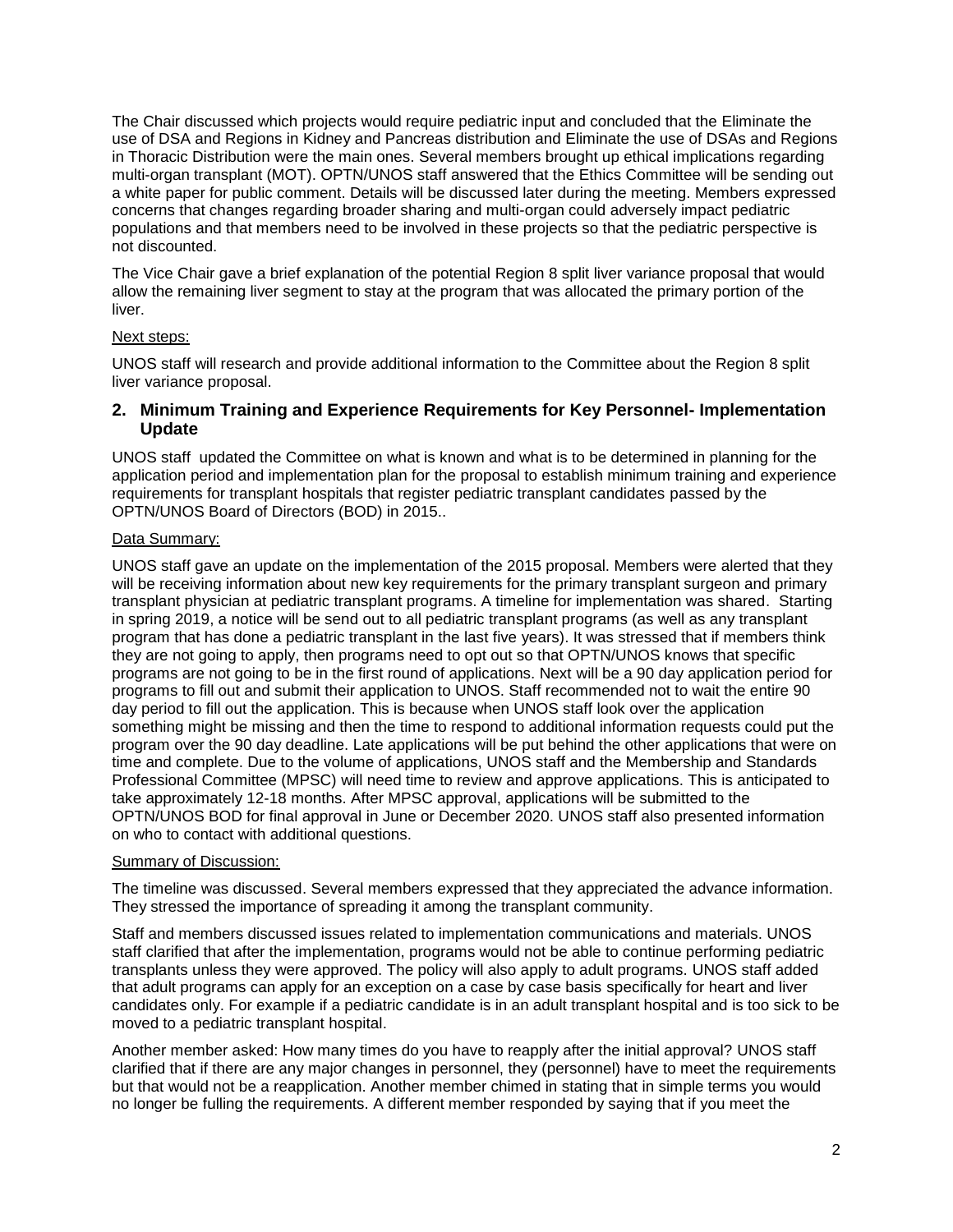The Chair discussed which projects would require pediatric input and concluded that the Eliminate the use of DSA and Regions in Kidney and Pancreas distribution and Eliminate the use of DSAs and Regions in Thoracic Distribution were the main ones. Several members brought up ethical implications regarding multi-organ transplant (MOT). OPTN/UNOS staff answered that the Ethics Committee will be sending out a white paper for public comment. Details will be discussed later during the meeting. Members expressed concerns that changes regarding broader sharing and multi-organ could adversely impact pediatric populations and that members need to be involved in these projects so that the pediatric perspective is not discounted.

The Vice Chair gave a brief explanation of the potential Region 8 split liver variance proposal that would allow the remaining liver segment to stay at the program that was allocated the primary portion of the liver.

Next steps:

UNOS staff will research and provide additional information to the Committee about the Region 8 split liver variance proposal.

## 2. Minimum Training and Experience Requirements for Key Personnel- Implementation Update

UNOS staff updated the Committee on what is known and what is to be determined in planning for the application period and implementation plan for the proposal to establish minimum training and experience requirements for transplant hospitals that register pediatric transplant candidates passed by the OPTN/UNOS Board of Directors (BOD) in 2015..

Data Summary:

UNOS staff gave an update on the implementation of the 2015 proposal. Members were alerted that they will be receiving information about new key requirements for the primary transplant surgeon and primary transplant physician at pediatric transplant programs. A timeline for implementation was shared. Starting in spring 2019, a notice will be send out to all pediatric transplant programs (as well as any transplant program that has done a pediatric transplant in the last five years). It was stressed that if members think they are not going to apply, then programs need to opt out so that OPTN/UNOS knows that specific programs are not going to be in the first round of applications. Next will be a 90 day application period for programs to fill out and submit their application to UNOS. Staff recommended not to wait the entire 90 day period to fill out the application. This is because when UNOS staff look over the application something might be missing and then the time to respond to additional information requests could put the program over the 90 day deadline. Late applications will be put behind the other applications that were on time and complete. Due to the volume of applications, UNOS staff and the Membership and Standards Professional Committee (MPSC) will need time to review and approve applications. This is anticipated to take approximately 12-18 months. After MPSC approval, applications will be submitted to the OPTN/UNOS BOD for final approval in June or December 2020. UNOS staff also presented information on who to contact with additional questions.

Summary of Discussion:

The timeline was discussed. Several members expressed that they appreciated the advance information. They stressed the importance of spreading it among the transplant community.

Staff and members discussed issues related to implementation communications and materials. UNOS staff clarified that after the implementation, programs would not be able to continue performing pediatric transplants unless they were approved. The policy will also apply to adult programs. UNOS staff added that adult programs can apply for an exception on a case by case basis specifically for heart and liver candidates only. For example if a pediatric candidate is in an adult transplant hospital and is too sick to be moved to a pediatric transplant hospital.

Another member asked: How many times do you have to reapply after the initial approval? UNOS staff clarified that if there are any major changes in personnel, they (personnel) have to meet the requirements but that would not be a reapplication. Another member chimed in stating that in simple terms you would no longer be fulling the requirements. A different member responded by saying that if you meet the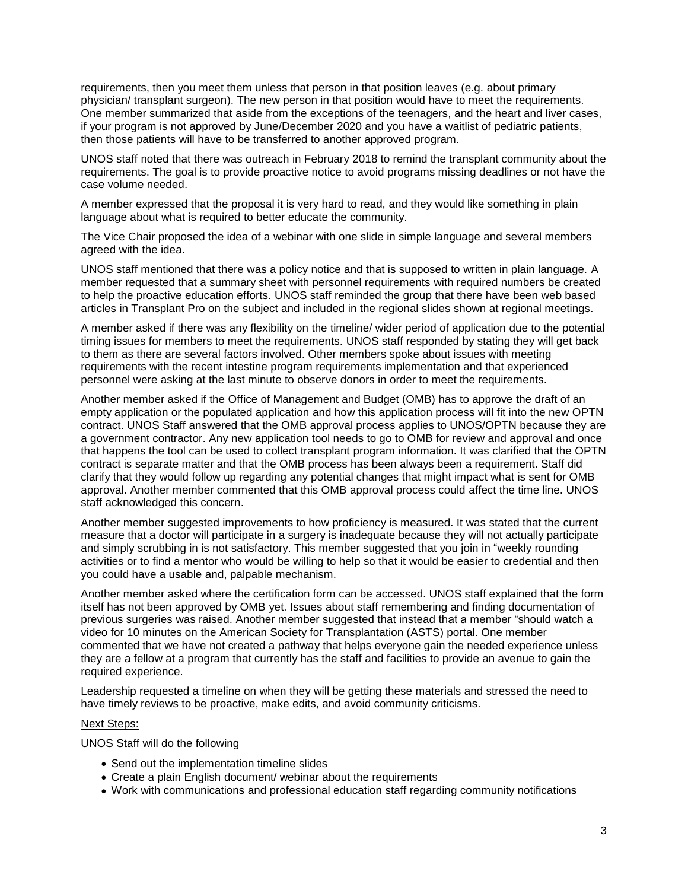requirements, then you meet them unless that person in that position leaves (e.g. about primary physician/ transplant surgeon). The new person in that position would have to meet the requirements. One member summarized that aside from the exceptions of the teenagers, and the heart and liver cases, if your program is not approved by June/December 2020 and you have a waitlist of pediatric patients, then those patients will have to be transferred to another approved program.

UNOS staff noted that there was outreach in February 2018 to remind the transplant community about the requirements. The goal is to provide proactive notice to avoid programs missing deadlines or not have the case volume needed.

A member expressed that the proposal it is very hard to read, and they would like something in plain language about what is required to better educate the community.

The Vice Chair proposed the idea of a webinar with one slide in simple language and several members agreed with the idea.

UNOS staff mentioned that there was a policy notice and that is supposed to written in plain language. A member requested that a summary sheet with personnel requirements with required numbers be created to help the proactive education efforts. UNOS staff reminded the group that there have been web based articles in Transplant Pro on the subject and included in the regional slides shown at regional meetings.

A member asked if there was any flexibility on the timeline/ wider period of application due to the potential timing issues for members to meet the requirements. UNOS staff responded by stating they will get back to them as there are several factors involved. Other members spoke about issues with meeting requirements with the recent intestine program requirements implementation and that experienced personnel were asking at the last minute to observe donors in order to meet the requirements.

Another member asked if the Office of Management and Budget (OMB) has to approve the draft of an empty application or the populated application and how this application process will fit into the new OPTN contract. UNOS Staff answered that the OMB approval process applies to UNOS/OPTN because they are a government contractor. Any new application tool needs to go to OMB for review and approval and once that happens the tool can be used to collect transplant program information. It was clarified that the OPTN contract is separate matter and that the OMB process has been always been a requirement. Staff did clarify that they would follow up regarding any potential changes that might impact what is sent for OMB approval. Another member commented that this OMB approval process could affect the time line. UNOS staff acknowledged this concern.

Another member suggested improvements to how proficiency is measured. It was stated that the current measure that a doctor will participate in a surgery is inadequate because they will not actually participate and simply scrubbing in is not satisfactory. This member suggested that you join in "weekly rounding activities or to find a mentor who would be willing to help so that it would be easier to credential and then you could have a usable and, palpable mechanism.

Another member asked where the certification form can be accessed. UNOS staff explained that the form itself has not been approved by OMB yet. Issues about staff remembering and finding documentation of previous surgeries was raised. Another member suggested that instead that a member "should watch a video for 10 minutes on the American Society for Transplantation (ASTS) portal. One member commented that we have not created a pathway that helps everyone gain the needed experience unless they are a fellow at a program that currently has the staff and facilities to provide an avenue to gain the required experience.

Leadership requested a timeline on when they will be getting these materials and stressed the need to have timely reviews to be proactive, make edits, and avoid community criticisms.

Next Steps:

UNOS Staff will do the following

- Send out the implementation timeline slides
- Create a plain English document/ webinar about the requirements
- Work with communications and professional education staff regarding community notifications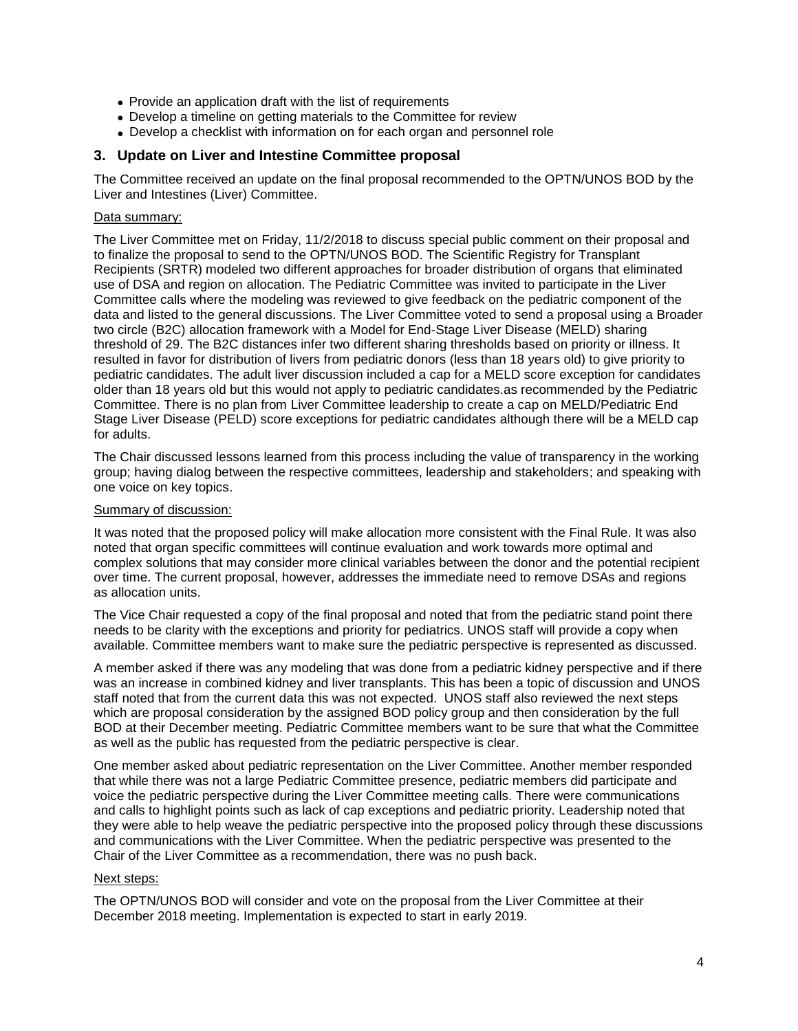- Provide an application draft with the list of requirements
- Develop a timeline on getting materials to the Committee for review
- Develop a checklist with information on for each organ and personnel role

## 3. Update on Liver and Intestine Committee proposal

The Committee received an update on the final proposal recommended to the OPTN/UNOS BOD by the Liver and Intestines (Liver) Committee.

Data summary:

The Liver Committee met on Friday, 11/2/2018 to discuss special public comment on their proposal and to finalize the proposal to send to the OPTN/UNOS BOD. The Scientific Registry for Transplant Recipients (SRTR) modeled two different approaches for broader distribution of organs that eliminated use of DSA and region on allocation. The Pediatric Committee was invited to participate in the Liver Committee calls where the modeling was reviewed to give feedback on the pediatric component of the data and listed to the general discussions. The Liver Committee voted to send a proposal using a Broader two circle (B2C) allocation framework with a Model for End-Stage Liver Disease (MELD) sharing threshold of 29. The B2C distances infer two different sharing thresholds based on priority or illness. It resulted in favor for distribution of livers from pediatric donors (less than 18 years old) to give priority to pediatric candidates. The adult liver discussion included a cap for a MELD score exception for candidates older than 18 years old but this would not apply to pediatric candidates.as recommended by the Pediatric Committee. There is no plan from Liver Committee leadership to create a cap on MELD/Pediatric End Stage Liver Disease (PELD) score exceptions for pediatric candidates although there will be a MELD cap for adults.

The Chair discussed lessons learned from this process including the value of transparency in the working group; having dialog between the respective committees, leadership and stakeholders; and speaking with one voice on key topics.

Summary of discussion:

It was noted that the proposed policy will make allocation more consistent with the Final Rule. It was also noted that organ specific committees will continue evaluation and work towards more optimal and complex solutions that may consider more clinical variables between the donor and the potential recipient over time. The current proposal, however, addresses the immediate need to remove DSAs and regions as allocation units.

The Vice Chair requested a copy of the final proposal and noted that from the pediatric stand point there needs to be clarity with the exceptions and priority for pediatrics. UNOS staff will provide a copy when available. Committee members want to make sure the pediatric perspective is represented as discussed.

A member asked if there was any modeling that was done from a pediatric kidney perspective and if there was an increase in combined kidney and liver transplants. This has been a topic of discussion and UNOS staff noted that from the current data this was not expected. UNOS staff also reviewed the next steps which are proposal consideration by the assigned BOD policy group and then consideration by the full BOD at their December meeting. Pediatric Committee members want to be sure that what the Committee as well as the public has requested from the pediatric perspective is clear.

One member asked about pediatric representation on the Liver Committee. Another member responded that while there was not a large Pediatric Committee presence, pediatric members did participate and voice the pediatric perspective during the Liver Committee meeting calls. There were communications and calls to highlight points such as lack of cap exceptions and pediatric priority. Leadership noted that they were able to help weave the pediatric perspective into the proposed policy through these discussions and communications with the Liver Committee. When the pediatric perspective was presented to the Chair of the Liver Committee as a recommendation, there was no push back.

Next steps:

The OPTN/UNOS BOD will consider and vote on the proposal from the Liver Committee at their December 2018 meeting. Implementation is expected to start in early 2019.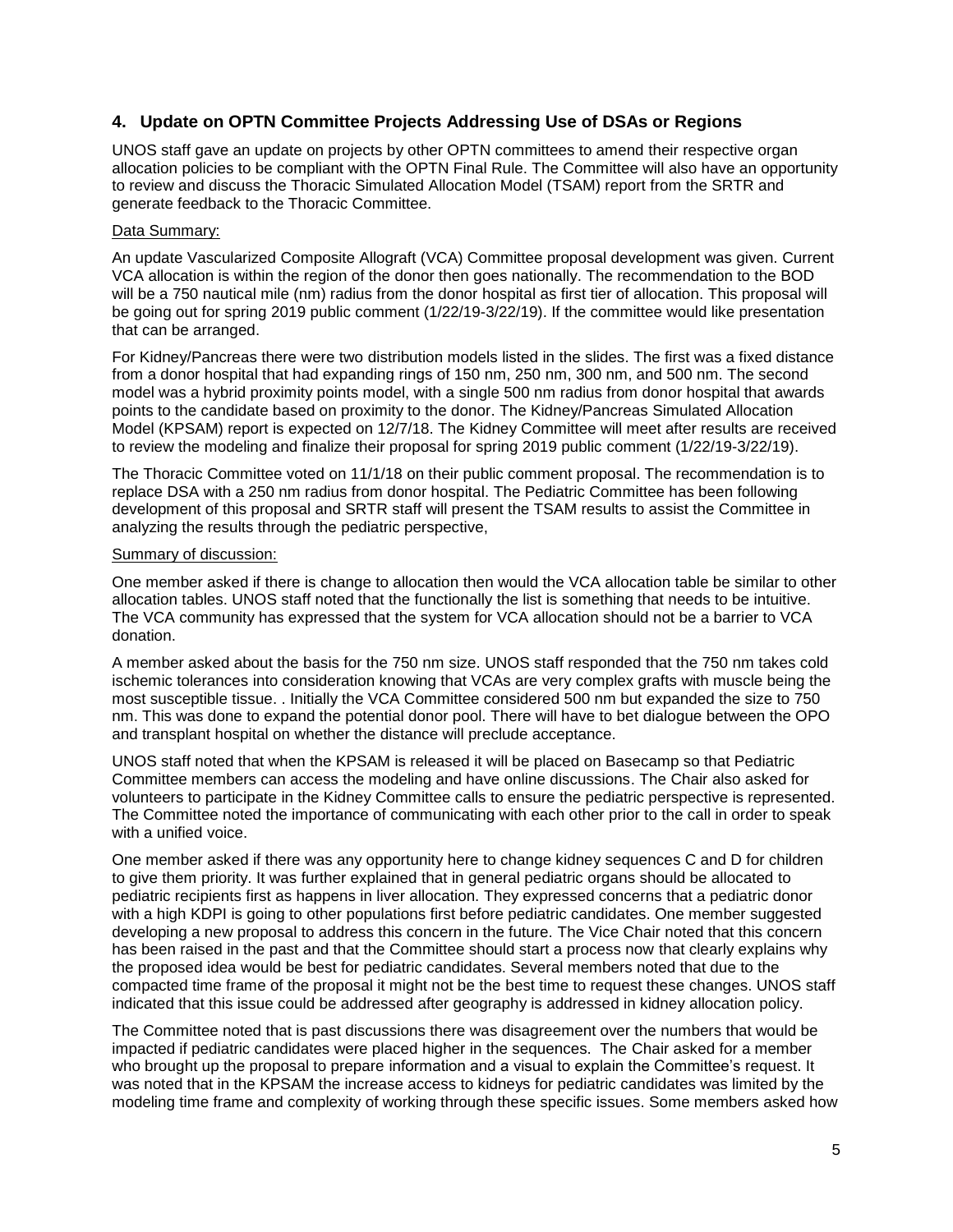## 4. Update on OPTN Committee Projects Addressing Use of DSAs or Regions

UNOS staff gave an update on projects by other OPTN committees to amend their respective organ allocation policies to be compliant with the OPTN Final Rule. The Committee will also have an opportunity to review and discuss the Thoracic Simulated Allocation Model (TSAM) report from the SRTR and generate feedback to the Thoracic Committee.

Data Summary:

An update Vascularized Composite Allograft (VCA) Committee proposal development was given. Current VCA allocation is within the region of the donor then goes nationally. The recommendation to the BOD will be a 750 nautical mile (nm) radius from the donor hospital as first tier of allocation. This proposal will be going out for spring 2019 public comment (1/22/19-3/22/19). If the committee would like presentation that can be arranged.

For Kidney/Pancreas there were two distribution models listed in the slides. The first was a fixed distance from a donor hospital that had expanding rings of 150 nm, 250 nm, 300 nm, and 500 nm. The second model was a hybrid proximity points model, with a single 500 nm radius from donor hospital that awards points to the candidate based on proximity to the donor. The Kidney/Pancreas Simulated Allocation Model (KPSAM) report is expected on 12/7/18. The Kidney Committee will meet after results are received to review the modeling and finalize their proposal for spring 2019 public comment (1/22/19-3/22/19).

The Thoracic Committee voted on 11/1/18 on their public comment proposal. The recommendation is to replace DSA with a 250 nm radius from donor hospital. The Pediatric Committee has been following development of this proposal and SRTR staff will present the TSAM results to assist the Committee in analyzing the results through the pediatric perspective,

Summary of discussion:

One member asked if there is change to allocation then would the VCA allocation table be similar to other allocation tables. UNOS staff noted that the functionally the list is something that needs to be intuitive. The VCA community has expressed that the system for VCA allocation should not be a barrier to VCA donation.

A member asked about the basis for the 750 nm size. UNOS staff responded that the 750 nm takes cold ischemic tolerances into consideration knowing that VCAs are very complex grafts with muscle being the most susceptible tissue. . Initially the VCA Committee considered 500 nm but expanded the size to 750 nm. This was done to expand the potential donor pool. There will have to bet dialogue between the OPO and transplant hospital on whether the distance will preclude acceptance.

UNOS staff noted that when the KPSAM is released it will be placed on Basecamp so that Pediatric Committee members can access the modeling and have online discussions. The Chair also asked for volunteers to participate in the Kidney Committee calls to ensure the pediatric perspective is represented. The Committee noted the importance of communicating with each other prior to the call in order to speak with a unified voice.

One member asked if there was any opportunity here to change kidney sequences C and D for children to give them priority. It was further explained that in general pediatric organs should be allocated to pediatric recipients first as happens in liver allocation. They expressed concerns that a pediatric donor with a high KDPI is going to other populations first before pediatric candidates. One member suggested developing a new proposal to address this concern in the future. The Vice Chair noted that this concern has been raised in the past and that the Committee should start a process now that clearly explains why the proposed idea would be best for pediatric candidates. Several members noted that due to the compacted time frame of the proposal it might not be the best time to request these changes. UNOS staff indicated that this issue could be addressed after geography is addressed in kidney allocation policy.

The Committee noted that is past discussions there was disagreement over the numbers that would be impacted if pediatric candidates were placed higher in the sequences. The Chair asked for a member who brought up the proposal to prepare information and a visual to explain the Committee's request. It was noted that in the KPSAM the increase access to kidneys for pediatric candidates was limited by the modeling time frame and complexity of working through these specific issues. Some members asked how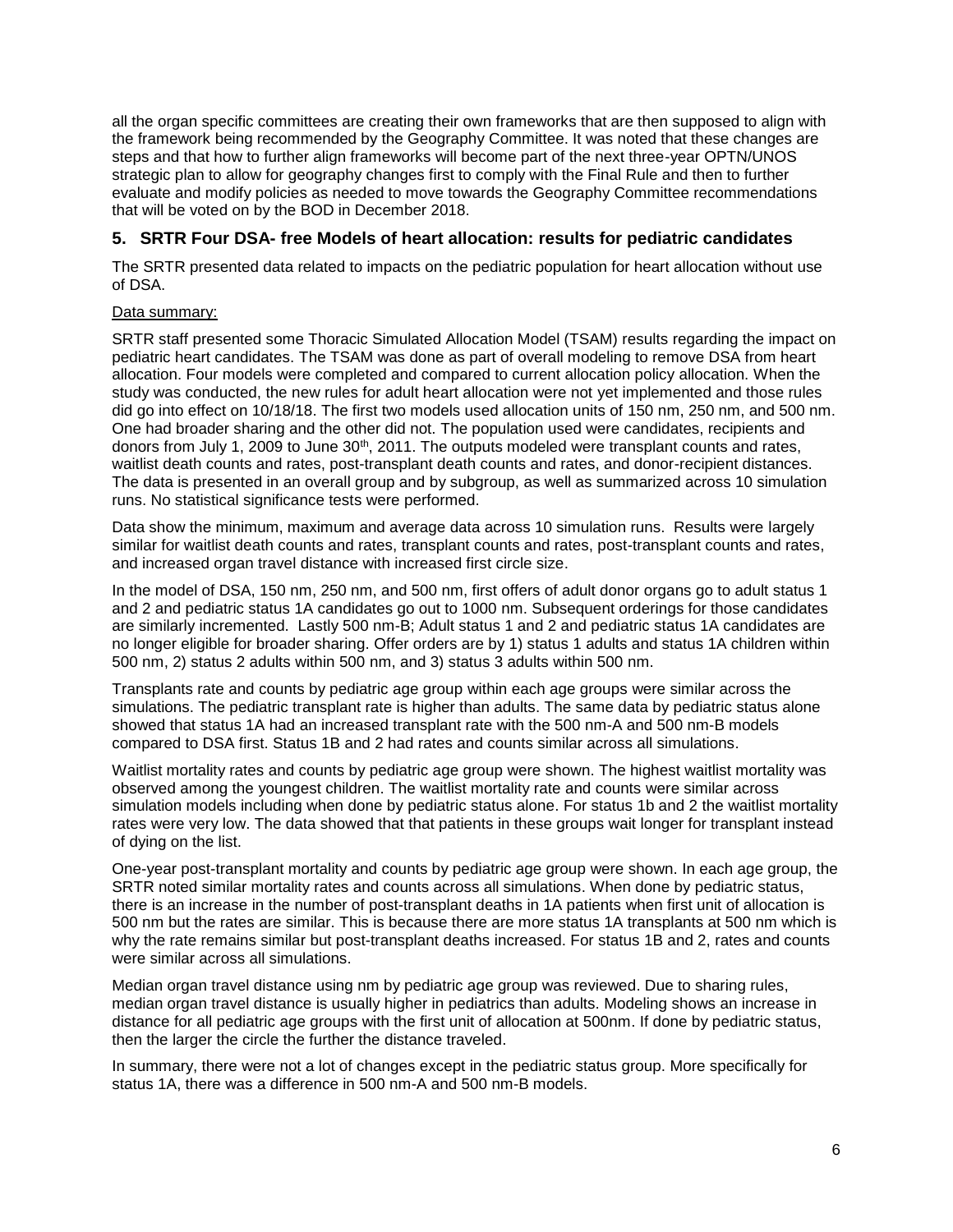all the organ specific committees are creating their own frameworks that are then supposed to align with the framework being recommended by the Geography Committee. It was noted that these changes are steps and that how to further align frameworks will become part of the next three-year OPTN/UNOS strategic plan to allow for geography changes first to comply with the Final Rule and then to further evaluate and modify policies as needed to move towards the Geography Committee recommendations that will be voted on by the BOD in December 2018.

## 5. SRTR Four DSA- free Models of heart allocation: results for pediatric candidates

The SRTR presented data related to impacts on the pediatric population for heart allocation without use of DSA.

Data summary:

SRTR staff presented some Thoracic Simulated Allocation Model (TSAM) results regarding the impact on pediatric heart candidates. The TSAM was done as part of overall modeling to remove DSA from heart allocation. Four models were completed and compared to current allocation policy allocation. When the study was conducted, the new rules for adult heart allocation were not yet implemented and those rules did go into effect on 10/18/18. The first two models used allocation units of 150 nm, 250 nm, and 500 nm. One had broader sharing and the other did not. The population used were candidates, recipients and donors from July 1, 2009 to June 30th, 2011. The outputs modeled were transplant counts and rates, waitlist death counts and rates, post-transplant death counts and rates, and donor-recipient distances. The data is presented in an overall group and by subgroup, as well as summarized across 10 simulation runs. No statistical significance tests were performed.

Data show the minimum, maximum and average data across 10 simulation runs. Results were largely similar for waitlist death counts and rates, transplant counts and rates, post-transplant counts and rates, and increased organ travel distance with increased first circle size.

In the model of DSA, 150 nm, 250 nm, and 500 nm, first offers of adult donor organs go to adult status 1 and 2 and pediatric status 1A candidates go out to 1000 nm. Subsequent orderings for those candidates are similarly incremented. Lastly 500 nm-B; Adult status 1 and 2 and pediatric status 1A candidates are no longer eligible for broader sharing. Offer orders are by 1) status 1 adults and status 1A children within 500 nm, 2) status 2 adults within 500 nm, and 3) status 3 adults within 500 nm.

Transplants rate and counts by pediatric age group within each age groups were similar across the simulations. The pediatric transplant rate is higher than adults. The same data by pediatric status alone showed that status 1A had an increased transplant rate with the 500 nm-A and 500 nm-B models compared to DSA first. Status 1B and 2 had rates and counts similar across all simulations.

Waitlist mortality rates and counts by pediatric age group were shown. The highest waitlist mortality was observed among the youngest children. The waitlist mortality rate and counts were similar across simulation models including when done by pediatric status alone. For status 1b and 2 the waitlist mortality rates were very low. The data showed that that patients in these groups wait longer for transplant instead of dying on the list.

One-year post-transplant mortality and counts by pediatric age group were shown. In each age group, the SRTR noted similar mortality rates and counts across all simulations. When done by pediatric status, there is an increase in the number of post-transplant deaths in 1A patients when first unit of allocation is 500 nm but the rates are similar. This is because there are more status 1A transplants at 500 nm which is why the rate remains similar but post-transplant deaths increased. For status 1B and 2, rates and counts were similar across all simulations.

Median organ travel distance using nm by pediatric age group was reviewed. Due to sharing rules, median organ travel distance is usually higher in pediatrics than adults. Modeling shows an increase in distance for all pediatric age groups with the first unit of allocation at 500nm. If done by pediatric status, then the larger the circle the further the distance traveled.

In summary, there were not a lot of changes except in the pediatric status group. More specifically for status 1A, there was a difference in 500 nm-A and 500 nm-B models.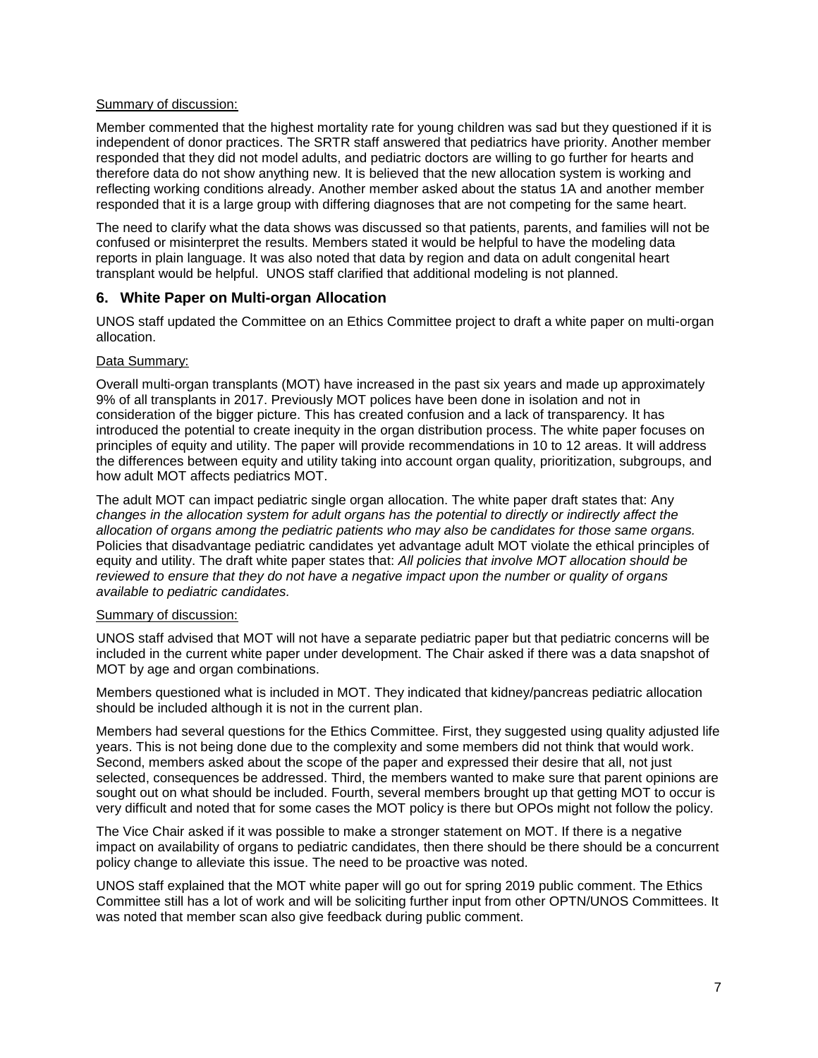Summary of discussion:

Member commented that the highest mortality rate for young children was sad but they questioned if it is independent of donor practices. The SRTR staff answered that pediatrics have priority. Another member responded that they did not model adults, and pediatric doctors are willing to go further for hearts and therefore data do not show anything new. It is believed that the new allocation system is working and reflecting working conditions already. Another member asked about the status 1A and another member responded that it is a large group with differing diagnoses that are not competing for the same heart.

The need to clarify what the data shows was discussed so that patients, parents, and families will not be confused or misinterpret the results. Members stated it would be helpful to have the modeling data reports in plain language. It was also noted that data by region and data on adult congenital heart transplant would be helpful. UNOS staff clarified that additional modeling is not planned.

## 6. White Paper on Multi-organ Allocation

UNOS staff updated the Committee on an Ethics Committee project to draft a white paper on multi-organ allocation.

Data Summary:

Overall multi-organ transplants (MOT) have increased in the past six years and made up approximately 9% of all transplants in 2017. Previously MOT polices have been done in isolation and not in consideration of the bigger picture. This has created confusion and a lack of transparency. It has introduced the potential to create inequity in the organ distribution process. The white paper focuses on principles of equity and utility. The paper will provide recommendations in 10 to 12 areas. It will address the differences between equity and utility taking into account organ quality, prioritization, subgroups, and how adult MOT affects pediatrics MOT.

The adult MOT can impact pediatric single organ allocation. The white paper draft states that: Any *changes in the allocation system for adult organs has the potential to directly or indirectly affect the allocation of organs among the pediatric patients who may also be candidates for those same organs.* Policies that disadvantage pediatric candidates yet advantage adult MOT violate the ethical principles of equity and utility. The draft white paper states that: *All policies that involve MOT allocation should be reviewed to ensure that they do not have a negative impact upon the number or quality of organs available to pediatric candidates.*

Summary of discussion:

UNOS staff advised that MOT will not have a separate pediatric paper but that pediatric concerns will be included in the current white paper under development. The Chair asked if there was a data snapshot of MOT by age and organ combinations.

Members questioned what is included in MOT. They indicated that kidney/pancreas pediatric allocation should be included although it is not in the current plan.

Members had several questions for the Ethics Committee. First, they suggested using quality adjusted life years. This is not being done due to the complexity and some members did not think that would work. Second, members asked about the scope of the paper and expressed their desire that all, not just selected, consequences be addressed. Third, the members wanted to make sure that parent opinions are sought out on what should be included. Fourth, several members brought up that getting MOT to occur is very difficult and noted that for some cases the MOT policy is there but OPOs might not follow the policy.

The Vice Chair asked if it was possible to make a stronger statement on MOT. If there is a negative impact on availability of organs to pediatric candidates, then there should be there should be a concurrent policy change to alleviate this issue. The need to be proactive was noted.

UNOS staff explained that the MOT white paper will go out for spring 2019 public comment. The Ethics Committee still has a lot of work and will be soliciting further input from other OPTN/UNOS Committees. It was noted that member scan also give feedback during public comment.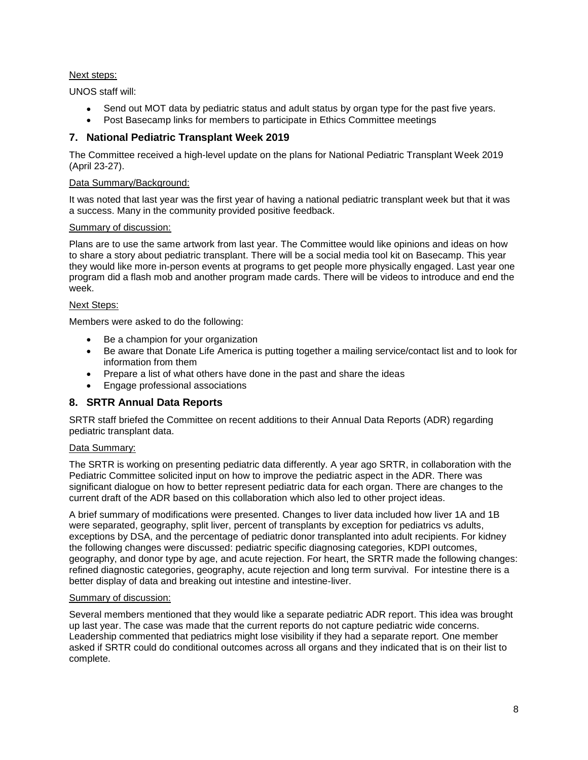Next steps:

UNOS staff will:

- Send out MOT data by pediatric status and adult status by organ type for the past five years.
- Post Basecamp links for members to participate in Ethics Committee meetings

## 7. National Pediatric Transplant Week 2019

The Committee received a high-level update on the plans for National Pediatric Transplant Week 2019 (April 23-27).

Data Summary/Background:

It was noted that last year was the first year of having a national pediatric transplant week but that it was a success. Many in the community provided positive feedback.

Summary of discussion:

Plans are to use the same artwork from last year. The Committee would like opinions and ideas on how to share a story about pediatric transplant. There will be a social media tool kit on Basecamp. This year they would like more in-person events at programs to get people more physically engaged. Last year one program did a flash mob and another program made cards. There will be videos to introduce and end the week.

Next Steps:

Members were asked to do the following:

- Be a champion for your organization
- Be aware that Donate Life America is putting together a mailing service/contact list and to look for information from them
- Prepare a list of what others have done in the past and share the ideas
- Engage professional associations

## 8. SRTR Annual Data Reports

SRTR staff briefed the Committee on recent additions to their Annual Data Reports (ADR) regarding pediatric transplant data.

Data Summary:

The SRTR is working on presenting pediatric data differently. A year ago SRTR, in collaboration with the Pediatric Committee solicited input on how to improve the pediatric aspect in the ADR. There was significant dialogue on how to better represent pediatric data for each organ. There are changes to the current draft of the ADR based on this collaboration which also led to other project ideas.

A brief summary of modifications were presented. Changes to liver data included how liver 1A and 1B were separated, geography, split liver, percent of transplants by exception for pediatrics vs adults, exceptions by DSA, and the percentage of pediatric donor transplanted into adult recipients. For kidney the following changes were discussed: pediatric specific diagnosing categories, KDPI outcomes, geography, and donor type by age, and acute rejection. For heart, the SRTR made the following changes: refined diagnostic categories, geography, acute rejection and long term survival. For intestine there is a better display of data and breaking out intestine and intestine-liver.

Summary of discussion:

Several members mentioned that they would like a separate pediatric ADR report. This idea was brought up last year. The case was made that the current reports do not capture pediatric wide concerns. Leadership commented that pediatrics might lose visibility if they had a separate report. One member asked if SRTR could do conditional outcomes across all organs and they indicated that is on their list to complete.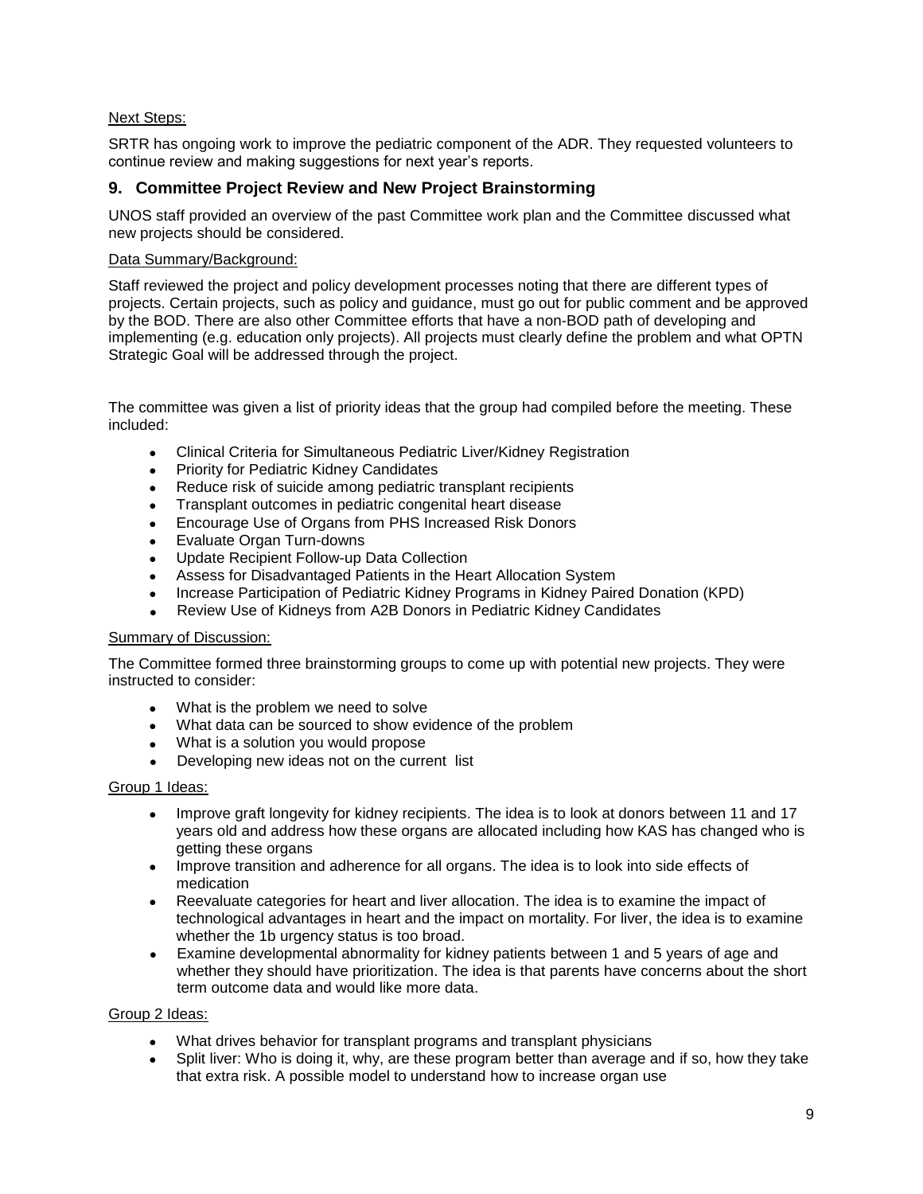Next Steps:

SRTR has ongoing work to improve the pediatric component of the ADR. They requested volunteers to continue review and making suggestions for next year's reports.

## 9. Committee Project Review and New Project Brainstorming

UNOS staff provided an overview of the past Committee work plan and the Committee discussed what new projects should be considered.

Data Summary/Background:

Staff reviewed the project and policy development processes noting that there are different types of projects. Certain projects, such as policy and guidance, must go out for public comment and be approved by the BOD. There are also other Committee efforts that have a non-BOD path of developing and implementing (e.g. education only projects). All projects must clearly define the problem and what OPTN Strategic Goal will be addressed through the project.

The committee was given a list of priority ideas that the group had compiled before the meeting. These included:

- Clinical Criteria for Simultaneous Pediatric Liver/Kidney Registration
- Priority for Pediatric Kidney Candidates
- Reduce risk of suicide among pediatric transplant recipients
- Transplant outcomes in pediatric congenital heart disease
- Encourage Use of Organs from PHS Increased Risk Donors
- Evaluate Organ Turn-downs
- Update Recipient Follow-up Data Collection
- Assess for Disadvantaged Patients in the Heart Allocation System
- Increase Participation of Pediatric Kidney Programs in Kidney Paired Donation (KPD)
- Review Use of Kidneys from A2B Donors in Pediatric Kidney Candidates

Summary of Discussion:

The Committee formed three brainstorming groups to come up with potential new projects. They were instructed to consider:

- What is the problem we need to solve
- What data can be sourced to show evidence of the problem
- What is a solution you would propose
- Developing new ideas not on the current list

Group 1 Ideas:

- Improve graft longevity for kidney recipients. The idea is to look at donors between 11 and 17 years old and address how these organs are allocated including how KAS has changed who is getting these organs
- Improve transition and adherence for all organs. The idea is to look into side effects of medication
- Reevaluate categories for heart and liver allocation. The idea is to examine the impact of technological advantages in heart and the impact on mortality. For liver, the idea is to examine whether the 1b urgency status is too broad.
- Examine developmental abnormality for kidney patients between 1 and 5 years of age and whether they should have prioritization. The idea is that parents have concerns about the short term outcome data and would like more data.

Group 2 Ideas:

- What drives behavior for transplant programs and transplant physicians
- Split liver: Who is doing it, why, are these program better than average and if so, how they take that extra risk. A possible model to understand how to increase organ use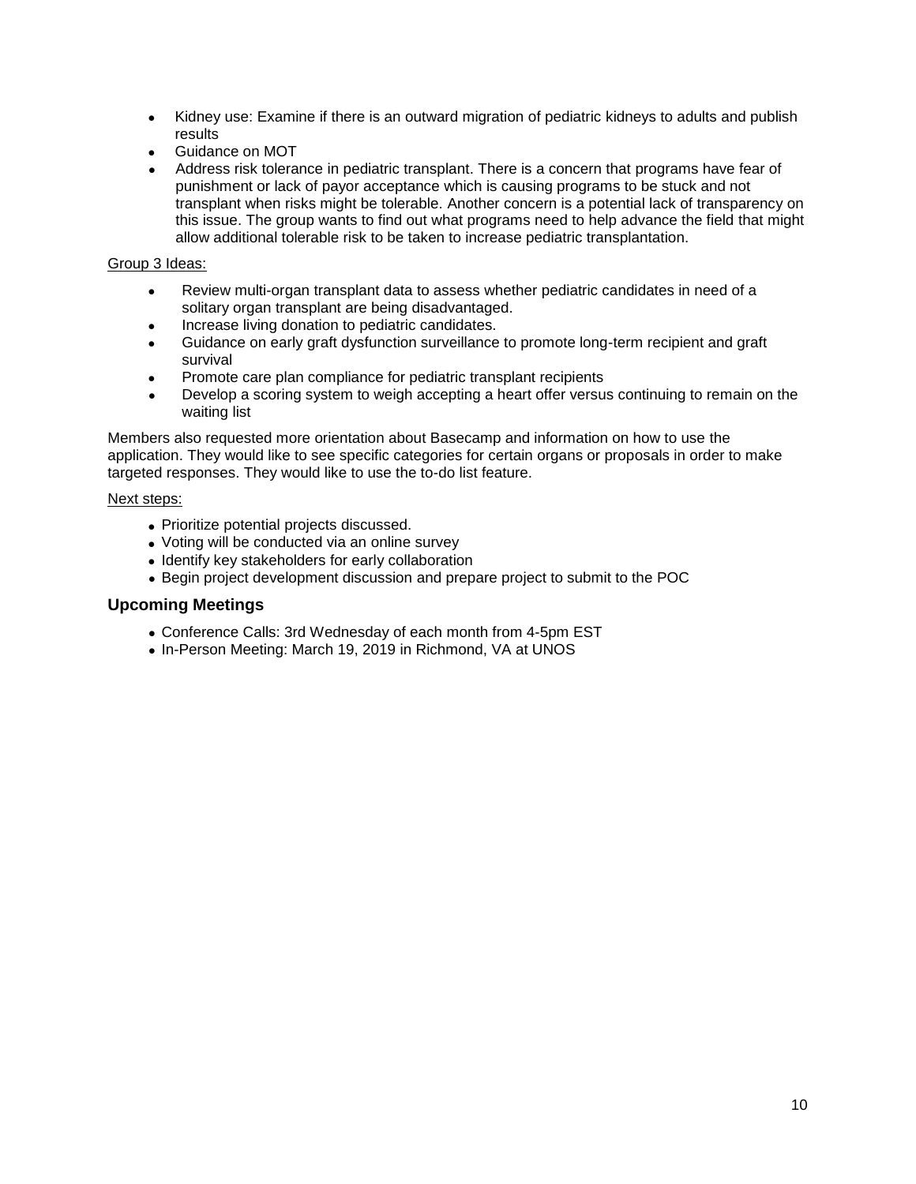- Kidney use: Examine if there is an outward migration of pediatric kidneys to adults and publish results
- Guidance on MOT
- Address risk tolerance in pediatric transplant. There is a concern that programs have fear of punishment or lack of payor acceptance which is causing programs to be stuck and not transplant when risks might be tolerable. Another concern is a potential lack of transparency on this issue. The group wants to find out what programs need to help advance the field that might allow additional tolerable risk to be taken to increase pediatric transplantation.

Group 3 Ideas:

- Review multi-organ transplant data to assess whether pediatric candidates in need of a solitary organ transplant are being disadvantaged.
- Increase living donation to pediatric candidates.
- Guidance on early graft dysfunction surveillance to promote long-term recipient and graft survival
- Promote care plan compliance for pediatric transplant recipients
- Develop a scoring system to weigh accepting a heart offer versus continuing to remain on the waiting list

Members also requested more orientation about Basecamp and information on how to use the application. They would like to see specific categories for certain organs or proposals in order to make targeted responses. They would like to use the to-do list feature.

Next steps:

- Prioritize potential projects discussed.
- Voting will be conducted via an online survey
- Identify key stakeholders for early collaboration
- Begin project development discussion and prepare project to submit to the POC

## Upcoming Meetings

- Conference Calls: 3rd Wednesday of each month from 4-5pm EST
- In-Person Meeting: March 19, 2019 in Richmond, VA at UNOS